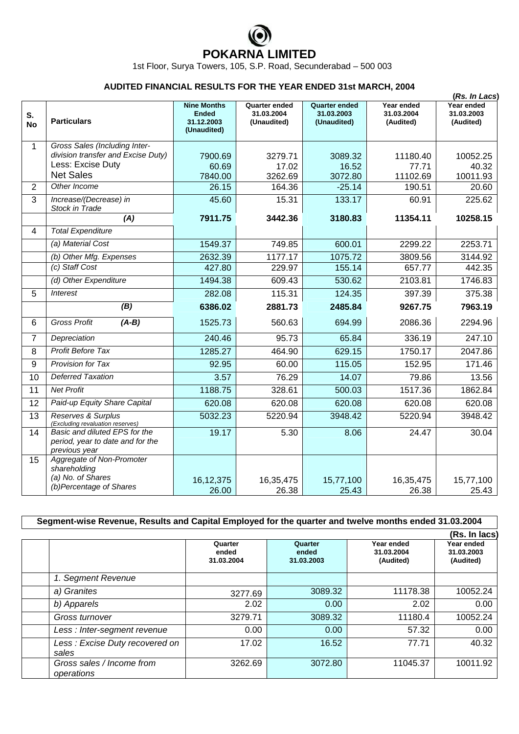# POKARNA LIMITED

1st Floor, Surya Towers, 105, S.P. Road, Secunderabad – 500 003

## AUDITED FINANCIAL RESULTS FOR THE YEAR ENDED 31st MARCH, 2004

**(Rs. In Lacs)**

| S. No | Particulars | Nine Months Ended 31.12.2003 (Unaudited) | Quarter ended 31.03.2004 (Unaudited) | Quarter ended 31.03.2003 (Unaudited) | Year ended 31.03.2004 (Audited) | Year ended 31.03.2003 (Audited) |
|---|---|---|---|---|---|---|
| 1 | *Gross Sales (Including Inter-division transfer and Excise Duty)* | 7900.69 | 3279.71 | 3089.32 | 11180.40 | 10052.25 |
| | Less: Excise Duty | 60.69 | 17.02 | 16.52 | 77.71 | 40.32 |
| | Net Sales | 7840.00 | 3262.69 | 3072.80 | 11102.69 | 10011.93 |
| 2 | *Other Income* | 26.15 | 164.36 | -25.14 | 190.51 | 20.60 |
| 3 | *Increase/(Decrease) in Stock in Trade* | 45.60 | 15.31 | 133.17 | 60.91 | 225.62 |
| | ***(A)*** | **7911.75** | **3442.36** | **3180.83** | **11354.11** | **10258.15** |
| 4 | *Total Expenditure* | | | | | |
| | *(a) Material Cost* | 1549.37 | 749.85 | 600.01 | 2299.22 | 2253.71 |
| | *(b) Other Mfg. Expenses* | 2632.39 | 1177.17 | 1075.72 | 3809.56 | 3144.92 |
| | *(c) Staff Cost* | 427.80 | 229.97 | 155.14 | 657.77 | 442.35 |
| | *(d) Other Expenditure* | 1494.38 | 609.43 | 530.62 | 2103.81 | 1746.83 |
| 5 | *Interest* | 282.08 | 115.31 | 124.35 | 397.39 | 375.38 |
| | ***(B)*** | **6386.02** | **2881.73** | **2485.84** | **9267.75** | **7963.19** |
| 6 | *Gross Profit* ***(A-B)*** | 1525.73 | 560.63 | 694.99 | 2086.36 | 2294.96 |
| 7 | *Depreciation* | 240.46 | 95.73 | 65.84 | 336.19 | 247.10 |
| 8 | *Profit Before Tax* | 1285.27 | 464.90 | 629.15 | 1750.17 | 2047.86 |
| 9 | *Provision for Tax* | 92.95 | 60.00 | 115.05 | 152.95 | 171.46 |
| 10 | *Deferred Taxation* | 3.57 | 76.29 | 14.07 | 79.86 | 13.56 |
| 11 | *Net Profit* | 1188.75 | 328.61 | 500.03 | 1517.36 | 1862.84 |
| 12 | *Paid-up Equity Share Capital* | 620.08 | 620.08 | 620.08 | 620.08 | 620.08 |
| 13 | *Reserves & Surplus (Excluding revaluation reserves)* | 5032.23 | 5220.94 | 3948.42 | 5220.94 | 3948.42 |
| 14 | *Basic and diluted EPS for the period, year to date and for the previous year* | 19.17 | 5.30 | 8.06 | 24.47 | 30.04 |
| 15 | *Aggregate of Non-Promoter shareholding* | | | | | |
| | *(a) No. of Shares* | 16,12,375 | 16,35,475 | 15,77,100 | 16,35,475 | 15,77,100 |
| | *(b)Percentage of Shares* | 26.00 | 26.38 | 25.43 | 26.38 | 25.43 |

### Segment-wise Revenue, Results and Capital Employed for the quarter and twelve months ended 31.03.2004

**(Rs. In lacs)**

| | | Quarter ended 31.03.2004 | Quarter ended 31.03.2003 | Year ended 31.03.2004 (Audited) | Year ended 31.03.2003 (Audited) |
|---|---|---|---|---|---|
| | *1. Segment Revenue* | | | | |
| | *a) Granites* | 3277.69 | 3089.32 | 11178.38 | 10052.24 |
| | *b) Apparels* | 2.02 | 0.00 | 2.02 | 0.00 |
| | *Gross turnover* | 3279.71 | 3089.32 | 11180.4 | 10052.24 |
| | *Less : Inter-segment revenue* | 0.00 | 0.00 | 57.32 | 0.00 |
| | *Less : Excise Duty recovered on sales* | 17.02 | 16.52 | 77.71 | 40.32 |
| | *Gross sales / Income from operations* | 3262.69 | 3072.80 | 11045.37 | 10011.92 |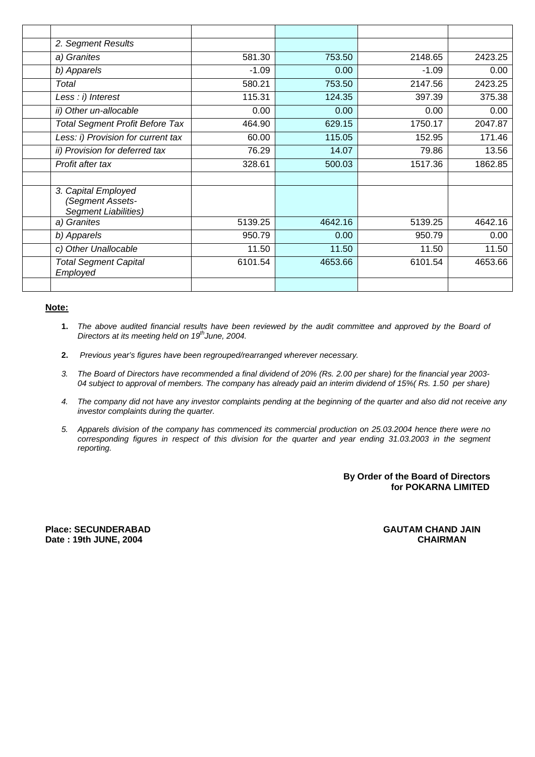| | | | | | |
|---|---|---|---|---|---|
| | | | | | |
| | 2. Segment Results | | | | |
| | a) Granites | 581.30 | 753.50 | 2148.65 | 2423.25 |
| | b) Apparels | -1.09 | 0.00 | -1.09 | 0.00 |
| | Total | 580.21 | 753.50 | 2147.56 | 2423.25 |
| | Less : i) Interest | 115.31 | 124.35 | 397.39 | 375.38 |
| | ii) Other un-allocable | 0.00 | 0.00 | 0.00 | 0.00 |
| | Total Segment Profit Before Tax | 464.90 | 629.15 | 1750.17 | 2047.87 |
| | Less: i) Provision for current tax | 60.00 | 115.05 | 152.95 | 171.46 |
| | ii) Provision for deferred tax | 76.29 | 14.07 | 79.86 | 13.56 |
| | Profit after tax | 328.61 | 500.03 | 1517.36 | 1862.85 |
| | | | | | |
| | 3. Capital Employed (Segment Assets-Segment Liabilities) | | | | |
| | a) Granites | 5139.25 | 4642.16 | 5139.25 | 4642.16 |
| | b) Apparels | 950.79 | 0.00 | 950.79 | 0.00 |
| | c) Other Unallocable | 11.50 | 11.50 | 11.50 | 11.50 |
| | Total Segment Capital Employed | 6101.54 | 4653.66 | 6101.54 | 4653.66 |
| | | | | | |

**Note:**

1. *The above audited financial results have been reviewed by the audit committee and approved by the Board of Directors at its meeting held on 19th June, 2004.*
2. *Previous year's figures have been regrouped/rearranged wherever necessary.*
3. *The Board of Directors have recommended a final dividend of 20% (Rs. 2.00 per share) for the financial year 2003-04 subject to approval of members. The company has already paid an interim dividend of 15%( Rs. 1.50 per share)*
4. *The company did not have any investor complaints pending at the beginning of the quarter and also did not receive any investor complaints during the quarter.*
5. *Apparels division of the company has commenced its commercial production on 25.03.2004 hence there were no corresponding figures in respect of this division for the quarter and year ending 31.03.2003 in the segment reporting.*

**By Order of the Board of Directors**
**for POKARNA LIMITED**

**Place: SECUNDERABAD**
**Date : 19th JUNE, 2004**

**GAUTAM CHAND JAIN**
**CHAIRMAN**